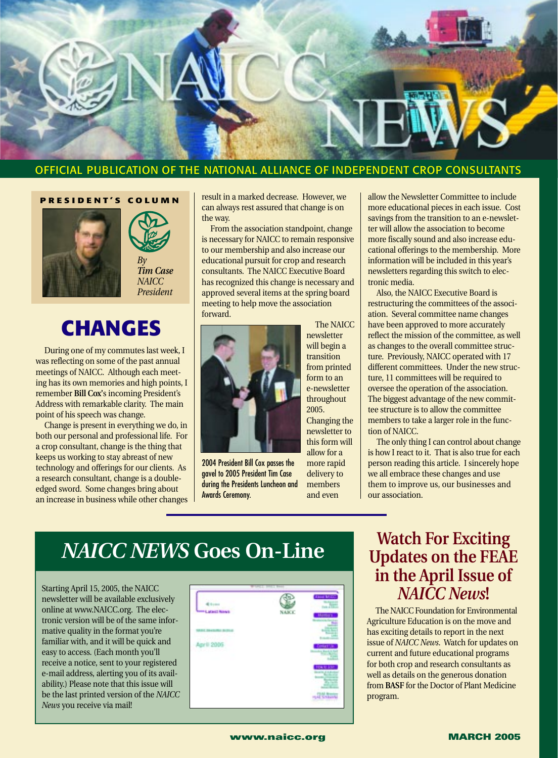# NAICC NEWS

OFFICIAL PUBLICATION OF THE NATIONAL ALLIANCE OF INDEPENDENT CROP CONSULTANTS

**PRESIDENT'S COLUMN**

*By* ***Tim Case*** *NAICC President*

## CHANGES

During one of my commutes last week, I was reflecting on some of the past annual meetings of NAICC. Although each meeting has its own memories and high points, I remember **Bill Cox**'s incoming President's Address with remarkable clarity. The main point of his speech was change.

Change is present in everything we do, in both our personal and professional life. For a crop consultant, change is the thing that keeps us working to stay abreast of new technology and offerings for our clients. As a research consultant, change is a double-edged sword. Some changes bring about an increase in business while other changes result in a marked decrease. However, we can always rest assured that change is on the way.

From the association standpoint, change is necessary for NAICC to remain responsive to our membership and also increase our educational pursuit for crop and research consultants. The NAICC Executive Board has recognized this change is necessary and approved several items at the spring board meeting to help move the association forward.

2004 President Bill Cox passes the gavel to 2005 President Tim Case during the Presidents Luncheon and Awards Ceremony.

The NAICC newsletter will begin a transition from printed form to an e-newsletter throughout 2005. Changing the newsletter to this form will allow for a more rapid delivery to members and even allow the Newsletter Committee to include more educational pieces in each issue. Cost savings from the transition to an e-newsletter will allow the association to become more fiscally sound and also increase educational offerings to the membership. More information will be included in this year's newsletters regarding this switch to electronic media.

Also, the NAICC Executive Board is restructuring the committees of the association. Several committee name changes have been approved to more accurately reflect the mission of the committee, as well as changes to the overall committee structure. Previously, NAICC operated with 17 different committees. Under the new structure, 11 committees will be required to oversee the operation of the association. The biggest advantage of the new committee structure is to allow the committee members to take a larger role in the function of NAICC.

The only thing I can control about change is how I react to it. That is also true for each person reading this article. I sincerely hope we all embrace these changes and use them to improve us, our businesses and our association.

## *NAICC NEWS* Goes On-Line

Starting April 15, 2005, the NAICC newsletter will be available exclusively online at www.NAICC.org. The electronic version will be of the same informative quality in the format you're familiar with, and it will be quick and easy to access. (Each month you'll receive a notice, sent to your registered e-mail address, alerting you of its availability.) Please note that this issue will be the last printed version of the *NAICC News* you receive via mail!

## Watch For Exciting Updates on the FEAE in the April Issue of *NAICC News*!

The NAICC Foundation for Environmental Agriculture Education is on the move and has exciting details to report in the next issue of *NAICC News*. Watch for updates on current and future educational programs for both crop and research consultants as well as details on the generous donation from **BASF** for the Doctor of Plant Medicine program.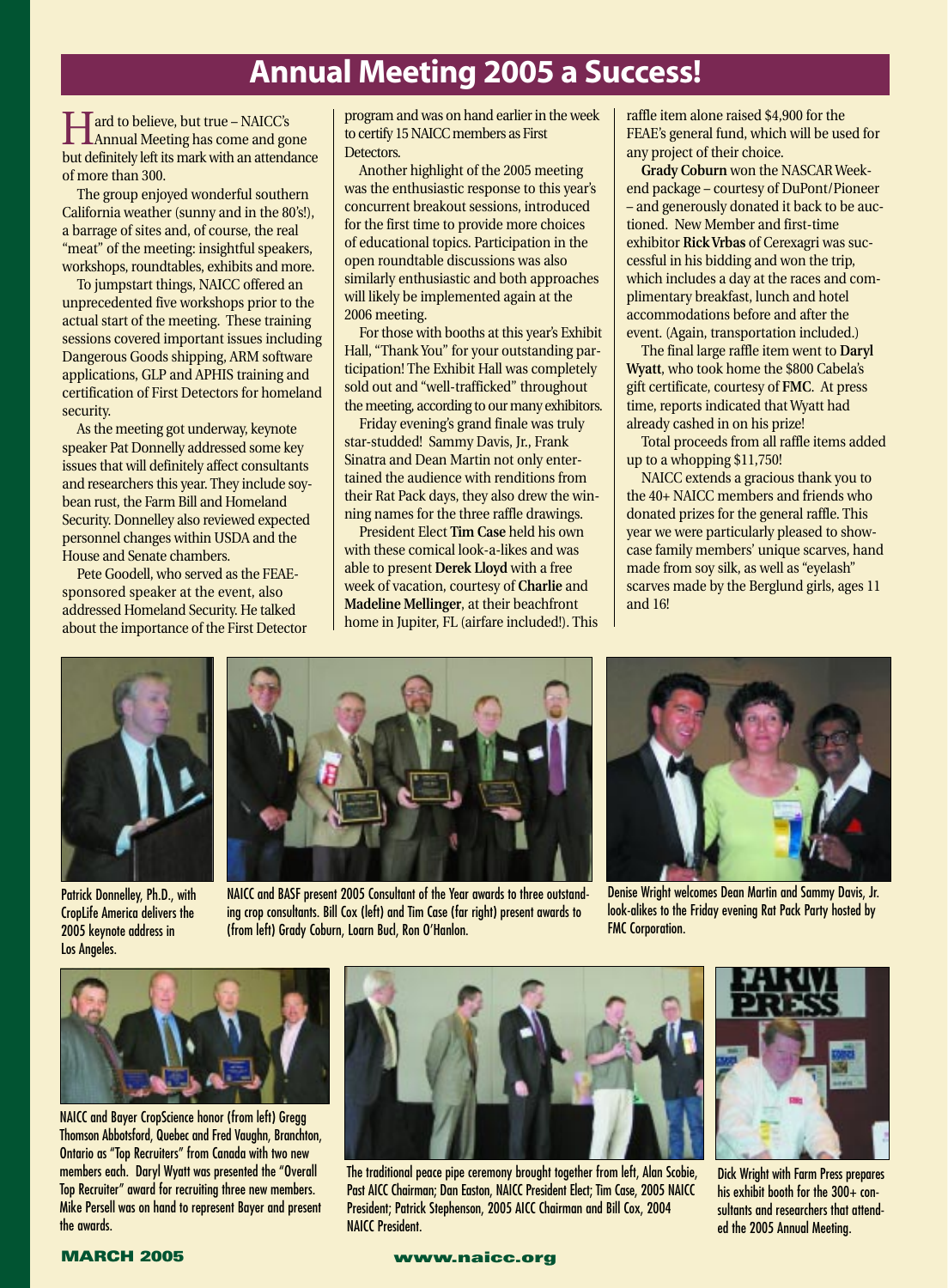# Annual Meeting 2005 a Success!

Hard to believe, but true – NAICC's Annual Meeting has come and gone but definitely left its mark with an attendance of more than 300.

The group enjoyed wonderful southern California weather (sunny and in the 80's!), a barrage of sites and, of course, the real "meat" of the meeting: insightful speakers, workshops, roundtables, exhibits and more.

To jumpstart things, NAICC offered an unprecedented five workshops prior to the actual start of the meeting. These training sessions covered important issues including Dangerous Goods shipping, ARM software applications, GLP and APHIS training and certification of First Detectors for homeland security.

As the meeting got underway, keynote speaker Pat Donnelly addressed some key issues that will definitely affect consultants and researchers this year. They include soybean rust, the Farm Bill and Homeland Security. Donnelley also reviewed expected personnel changes within USDA and the House and Senate chambers.

Pete Goodell, who served as the FEAE-sponsored speaker at the event, also addressed Homeland Security. He talked about the importance of the First Detector program and was on hand earlier in the week to certify 15 NAICC members as First Detectors.

Another highlight of the 2005 meeting was the enthusiastic response to this year's concurrent breakout sessions, introduced for the first time to provide more choices of educational topics. Participation in the open roundtable discussions was also similarly enthusiastic and both approaches will likely be implemented again at the 2006 meeting.

For those with booths at this year's Exhibit Hall, "Thank You" for your outstanding participation! The Exhibit Hall was completely sold out and "well-trafficked" throughout the meeting, according to our many exhibitors.

Friday evening's grand finale was truly star-studded! Sammy Davis, Jr., Frank Sinatra and Dean Martin not only entertained the audience with renditions from their Rat Pack days, they also drew the winning names for the three raffle drawings.

President Elect **Tim Case** held his own with these comical look-a-likes and was able to present **Derek Lloyd** with a free week of vacation, courtesy of **Charlie** and **Madeline Mellinger**, at their beachfront home in Jupiter, FL (airfare included!). This raffle item alone raised $4,900 for the FEAE's general fund, which will be used for any project of their choice.

**Grady Coburn** won the NASCAR Weekend package – courtesy of DuPont/Pioneer – and generously donated it back to be auctioned. New Member and first-time exhibitor **Rick Vrbas** of Cerexagri was successful in his bidding and won the trip, which includes a day at the races and complimentary breakfast, lunch and hotel accommodations before and after the event. (Again, transportation included.)

The final large raffle item went to **Daryl Wyatt**, who took home the $800 Cabela's gift certificate, courtesy of **FMC**. At press time, reports indicated that Wyatt had already cashed in on his prize!

Total proceeds from all raffle items added up to a whopping $11,750!

NAICC extends a gracious thank you to the 40+ NAICC members and friends who donated prizes for the general raffle. This year we were particularly pleased to showcase family members' unique scarves, hand made from soy silk, as well as "eyelash" scarves made by the Berglund girls, ages 11 and 16!

Patrick Donnelley, Ph.D., with CropLife America delivers the 2005 keynote address in Los Angeles.

NAICC and BASF present 2005 Consultant of the Year awards to three outstanding crop consultants. Bill Cox (left) and Tim Case (far right) present awards to (from left) Grady Coburn, Loarn Bucl, Ron O'Hanlon.

Denise Wright welcomes Dean Martin and Sammy Davis, Jr. look-alikes to the Friday evening Rat Pack Party hosted by FMC Corporation.

NAICC and Bayer CropScience honor (from left) Gregg Thomson Abbotsford, Quebec and Fred Vaughn, Branchton, Ontario as "Top Recruiters" from Canada with two new members each. Daryl Wyatt was presented the "Overall Top Recruiter" award for recruiting three new members. Mike Persell was on hand to represent Bayer and present the awards.

The traditional peace pipe ceremony brought together from left, Alan Scobie, Past AICC Chairman; Dan Easton, NAICC President Elect; Tim Case, 2005 NAICC President; Patrick Stephenson, 2005 AICC Chairman and Bill Cox, 2004 NAICC President.

Dick Wright with Farm Press prepares his exhibit booth for the 300+ consultants and researchers that attended the 2005 Annual Meeting.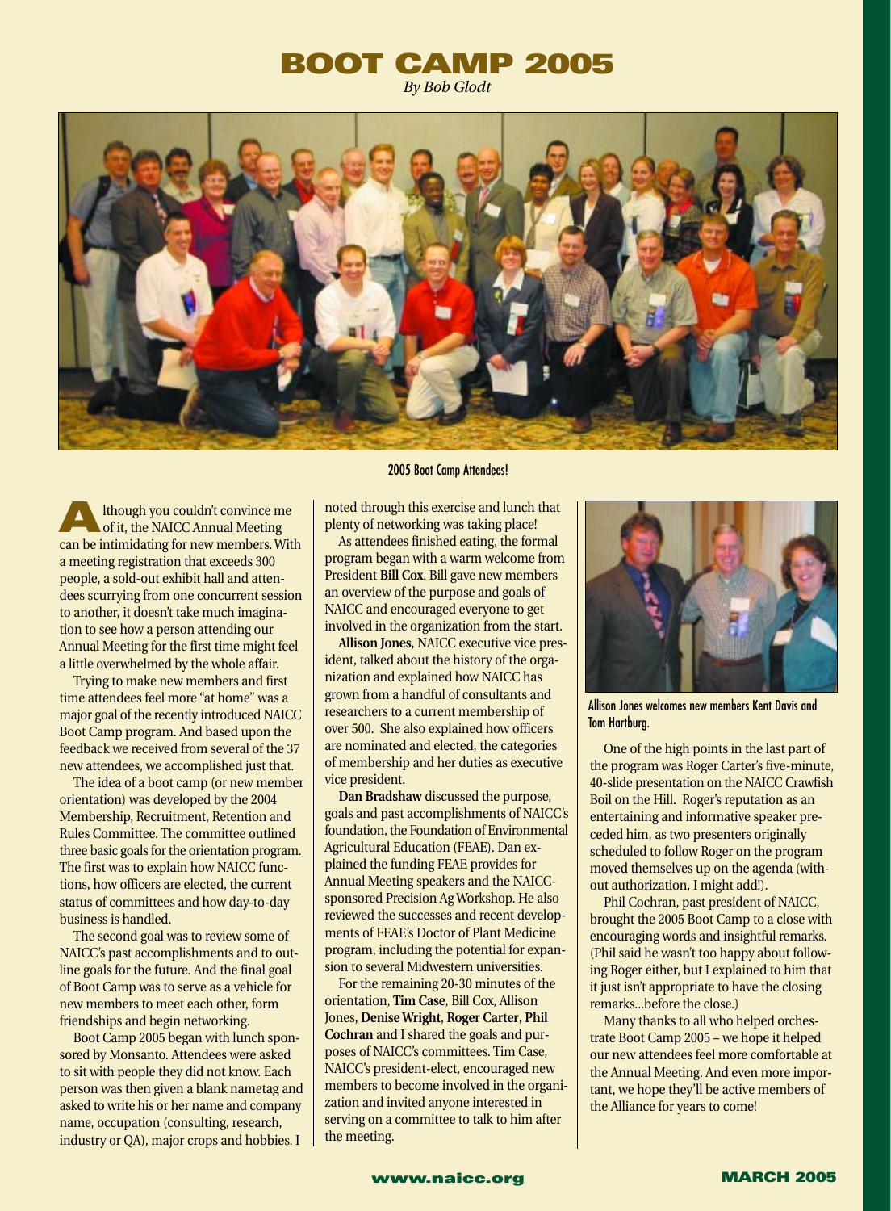# BOOT CAMP 2005

*By Bob Glodt*

2005 Boot Camp Attendees!

Although you couldn't convince me of it, the NAICC Annual Meeting can be intimidating for new members. With a meeting registration that exceeds 300 people, a sold-out exhibit hall and attendees scurrying from one concurrent session to another, it doesn't take much imagination to see how a person attending our Annual Meeting for the first time might feel a little overwhelmed by the whole affair.

Trying to make new members and first time attendees feel more "at home" was a major goal of the recently introduced NAICC Boot Camp program. And based upon the feedback we received from several of the 37 new attendees, we accomplished just that.

The idea of a boot camp (or new member orientation) was developed by the 2004 Membership, Recruitment, Retention and Rules Committee. The committee outlined three basic goals for the orientation program. The first was to explain how NAICC functions, how officers are elected, the current status of committees and how day-to-day business is handled.

The second goal was to review some of NAICC's past accomplishments and to outline goals for the future. And the final goal of Boot Camp was to serve as a vehicle for new members to meet each other, form friendships and begin networking.

Boot Camp 2005 began with lunch sponsored by Monsanto. Attendees were asked to sit with people they did not know. Each person was then given a blank nametag and asked to write his or her name and company name, occupation (consulting, research, industry or QA), major crops and hobbies. I noted through this exercise and lunch that plenty of networking was taking place!

As attendees finished eating, the formal program began with a warm welcome from President **Bill Cox**. Bill gave new members an overview of the purpose and goals of NAICC and encouraged everyone to get involved in the organization from the start.

**Allison Jones**, NAICC executive vice president, talked about the history of the organization and explained how NAICC has grown from a handful of consultants and researchers to a current membership of over 500. She also explained how officers are nominated and elected, the categories of membership and her duties as executive vice president.

**Dan Bradshaw** discussed the purpose, goals and past accomplishments of NAICC's foundation, the Foundation of Environmental Agricultural Education (FEAE). Dan explained the funding FEAE provides for Annual Meeting speakers and the NAICC-sponsored Precision Ag Workshop. He also reviewed the successes and recent developments of FEAE's Doctor of Plant Medicine program, including the potential for expansion to several Midwestern universities.

For the remaining 20-30 minutes of the orientation, **Tim Case**, Bill Cox, Allison Jones, **Denise Wright**, **Roger Carter**, **Phil Cochran** and I shared the goals and purposes of NAICC's committees. Tim Case, NAICC's president-elect, encouraged new members to become involved in the organization and invited anyone interested in serving on a committee to talk to him after the meeting.

Allison Jones welcomes new members Kent Davis and Tom Hartburg.

One of the high points in the last part of the program was Roger Carter's five-minute, 40-slide presentation on the NAICC Crawfish Boil on the Hill. Roger's reputation as an entertaining and informative speaker preceded him, as two presenters originally scheduled to follow Roger on the program moved themselves up on the agenda (without authorization, I might add!).

Phil Cochran, past president of NAICC, brought the 2005 Boot Camp to a close with encouraging words and insightful remarks. (Phil said he wasn't too happy about following Roger either, but I explained to him that it just isn't appropriate to have the closing remarks...before the close.)

Many thanks to all who helped orchestrate Boot Camp 2005 – we hope it helped our new attendees feel more comfortable at the Annual Meeting. And even more important, we hope they'll be active members of the Alliance for years to come!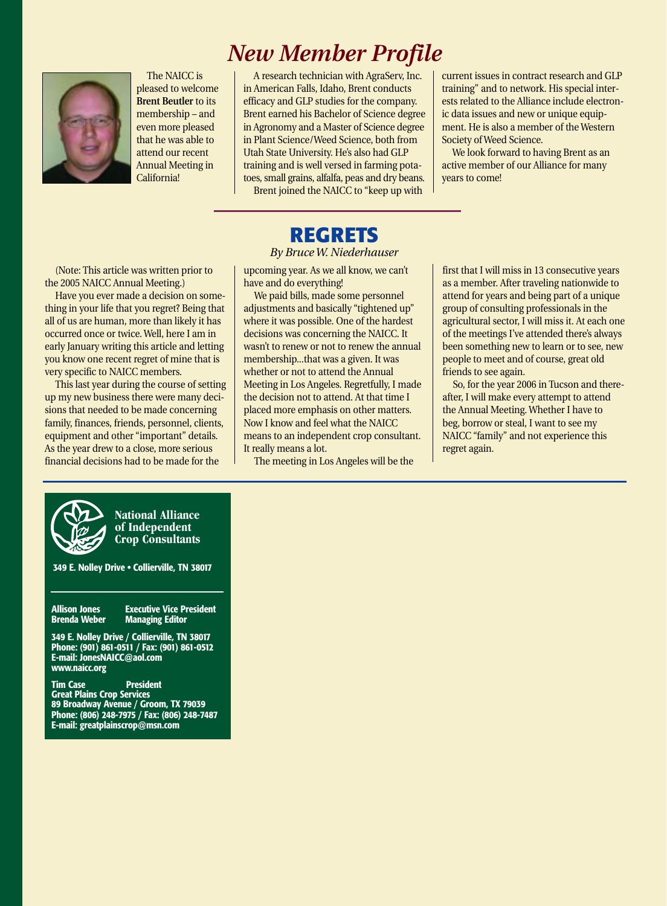# New Member Profile

The NAICC is pleased to welcome **Brent Beutler** to its membership – and even more pleased that he was able to attend our recent Annual Meeting in California!

A research technician with AgraServ, Inc. in American Falls, Idaho, Brent conducts efficacy and GLP studies for the company. Brent earned his Bachelor of Science degree in Agronomy and a Master of Science degree in Plant Science/Weed Science, both from Utah State University. He's also had GLP training and is well versed in farming potatoes, small grains, alfalfa, peas and dry beans.

Brent joined the NAICC to "keep up with current issues in contract research and GLP training" and to network. His special interests related to the Alliance include electronic data issues and new or unique equipment. He is also a member of the Western Society of Weed Science.

We look forward to having Brent as an active member of our Alliance for many years to come!

## REGRETS

*By Bruce W. Niederhauser*

(Note: This article was written prior to the 2005 NAICC Annual Meeting.)

Have you ever made a decision on something in your life that you regret? Being that all of us are human, more than likely it has occurred once or twice. Well, here I am in early January writing this article and letting you know one recent regret of mine that is very specific to NAICC members.

This last year during the course of setting up my new business there were many decisions that needed to be made concerning family, finances, friends, personnel, clients, equipment and other "important" details. As the year drew to a close, more serious financial decisions had to be made for the upcoming year. As we all know, we can't have and do everything!

We paid bills, made some personnel adjustments and basically "tightened up" where it was possible. One of the hardest decisions was concerning the NAICC. It wasn't to renew or not to renew the annual membership...that was a given. It was whether or not to attend the Annual Meeting in Los Angeles. Regretfully, I made the decision not to attend. At that time I placed more emphasis on other matters. Now I know and feel what the NAICC means to an independent crop consultant. It really means a lot.

The meeting in Los Angeles will be the first that I will miss in 13 consecutive years as a member. After traveling nationwide to attend for years and being part of a unique group of consulting professionals in the agricultural sector, I will miss it. At each one of the meetings I've attended there's always been something new to learn or to see, new people to meet and of course, great old friends to see again.

So, for the year 2006 in Tucson and thereafter, I will make every attempt to attend the Annual Meeting. Whether I have to beg, borrow or steal, I want to see my NAICC "family" and not experience this regret again.

---

**National Alliance of Independent Crop Consultants**

**349 E. Nolley Drive • Collierville, TN 38017**

**Allison Jones** — Executive Vice President
**Brenda Weber** — Managing Editor

**349 E. Nolley Drive / Collierville, TN 38017**
**Phone: (901) 861-0511 / Fax: (901) 861-0512**
**E-mail: JonesNAICC@aol.com**
**www.naicc.org**

**Tim Case** — President
**Great Plains Crop Services**
**89 Broadway Avenue / Groom, TX 79039**
**Phone: (806) 248-7975 / Fax: (806) 248-7487**
**E-mail: greatplainscrop@msn.com**